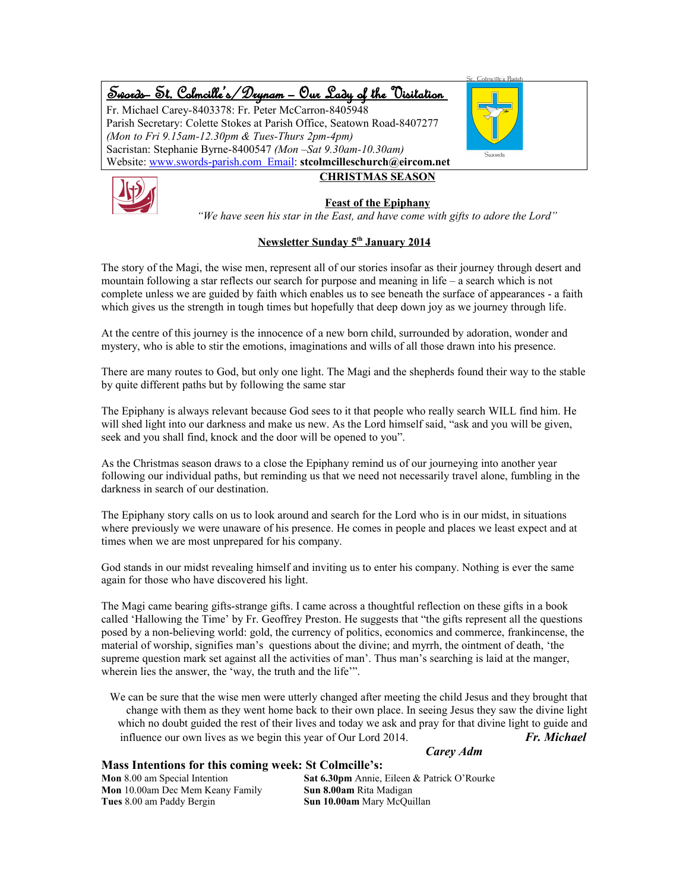# Swords- St. Colmcille's/Drynam – Our Lady of the Visitation

Fr. Michael Carey-8403378: Fr. Peter McCarron-8405948
Parish Secretary: Colette Stokes at Parish Office, Seatown Road-8407277
*(Mon to Fri 9.15am-12.30pm & Tues-Thurs 2pm-4pm)*
Sacristan: Stephanie Byrne-8400547 *(Mon –Sat 9.30am-10.30am)*
Website: www.swords-parish.com Email: **stcolmcilleschurch@eircom.net**

St. Colmcille's Parish
Swords

## CHRISTMAS SEASON

### Feast of the Epiphany

*"We have seen his star in the East, and have come with gifts to adore the Lord"*

### Newsletter Sunday 5th January 2014

The story of the Magi, the wise men, represent all of our stories insofar as their journey through desert and mountain following a star reflects our search for purpose and meaning in life – a search which is not complete unless we are guided by faith which enables us to see beneath the surface of appearances - a faith which gives us the strength in tough times but hopefully that deep down joy as we journey through life.

At the centre of this journey is the innocence of a new born child, surrounded by adoration, wonder and mystery, who is able to stir the emotions, imaginations and wills of all those drawn into his presence.

There are many routes to God, but only one light. The Magi and the shepherds found their way to the stable by quite different paths but by following the same star

The Epiphany is always relevant because God sees to it that people who really search WILL find him. He will shed light into our darkness and make us new. As the Lord himself said, "ask and you will be given, seek and you shall find, knock and the door will be opened to you".

As the Christmas season draws to a close the Epiphany remind us of our journeying into another year following our individual paths, but reminding us that we need not necessarily travel alone, fumbling in the darkness in search of our destination.

The Epiphany story calls on us to look around and search for the Lord who is in our midst, in situations where previously we were unaware of his presence. He comes in people and places we least expect and at times when we are most unprepared for his company.

God stands in our midst revealing himself and inviting us to enter his company. Nothing is ever the same again for those who have discovered his light.

The Magi came bearing gifts-strange gifts. I came across a thoughtful reflection on these gifts in a book called 'Hallowing the Time' by Fr. Geoffrey Preston. He suggests that "the gifts represent all the questions posed by a non-believing world: gold, the currency of politics, economics and commerce, frankincense, the material of worship, signifies man's questions about the divine; and myrrh, the ointment of death, 'the supreme question mark set against all the activities of man'. Thus man's searching is laid at the manger, wherein lies the answer, the 'way, the truth and the life'".

We can be sure that the wise men were utterly changed after meeting the child Jesus and they brought that change with them as they went home back to their own place. In seeing Jesus they saw the divine light which no doubt guided the rest of their lives and today we ask and pray for that divine light to guide and influence our own lives as we begin this year of Our Lord 2014.

***Fr. Michael Carey Adm***

### Mass Intentions for this coming week: St Colmcille's:

**Mon** 8.00 am Special Intention
**Mon** 10.00am Dec Mem Keany Family
**Tues** 8.00 am Paddy Bergin
**Sat 6.30pm** Annie, Eileen & Patrick O'Rourke
**Sun 8.00am** Rita Madigan
**Sun 10.00am** Mary McQuillan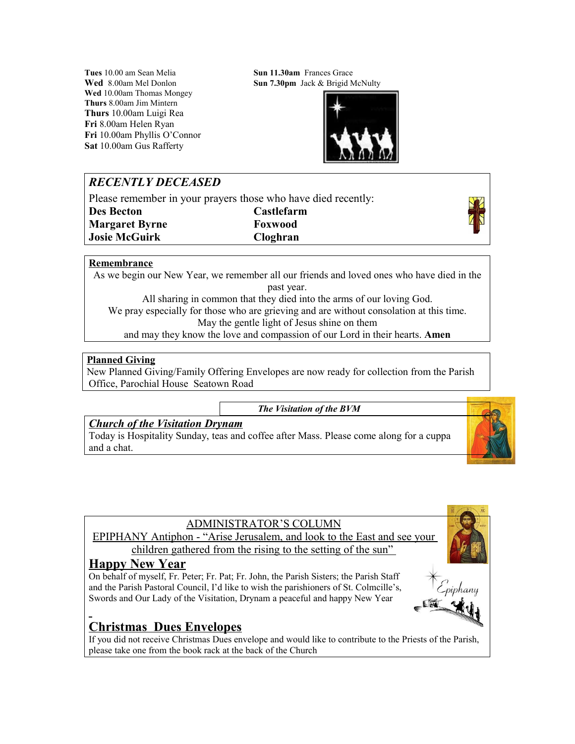**Tues** 10.00 am Sean Melia
**Wed** 8.00am Mel Donlon
**Wed** 10.00am Thomas Mongey
**Thurs** 8.00am Jim Mintern
**Thurs** 10.00am Luigi Rea
**Fri** 8.00am Helen Ryan
**Fri** 10.00am Phyllis O'Connor
**Sat** 10.00am Gus Rafferty
**Sun 11.30am** Frances Grace
**Sun 7.30pm** Jack & Brigid McNulty

## *RECENTLY DECEASED*

Please remember in your prayers those who have died recently:

| | |
|---|---|
| **Des Becton** | **Castlefarm** |
| **Margaret Byrne** | **Foxwood** |
| **Josie McGuirk** | **Cloghran** |

**Remembrance**

As we begin our New Year, we remember all our friends and loved ones who have died in the past year.
All sharing in common that they died into the arms of our loving God.
We pray especially for those who are grieving and are without consolation at this time.
May the gentle light of Jesus shine on them
and may they know the love and compassion of our Lord in their hearts. **Amen**

**Planned Giving**

New Planned Giving/Family Offering Envelopes are now ready for collection from the Parish Office, Parochial House Seatown Road

***The Visitation of the BVM***

***Church of the Visitation Drynam***

Today is Hospitality Sunday, teas and coffee after Mass. Please come along for a cuppa and a chat.

ADMINISTRATOR'S COLUMN

EPIPHANY Antiphon - "Arise Jerusalem, and look to the East and see your children gathered from the rising to the setting of the sun"

## Happy New Year

On behalf of myself, Fr. Peter; Fr. Pat; Fr. John, the Parish Sisters; the Parish Staff and the Parish Pastoral Council, I'd like to wish the parishioners of St. Colmcille's, Swords and Our Lady of the Visitation, Drynam a peaceful and happy New Year

## Christmas Dues Envelopes

If you did not receive Christmas Dues envelope and would like to contribute to the Priests of the Parish, please take one from the book rack at the back of the Church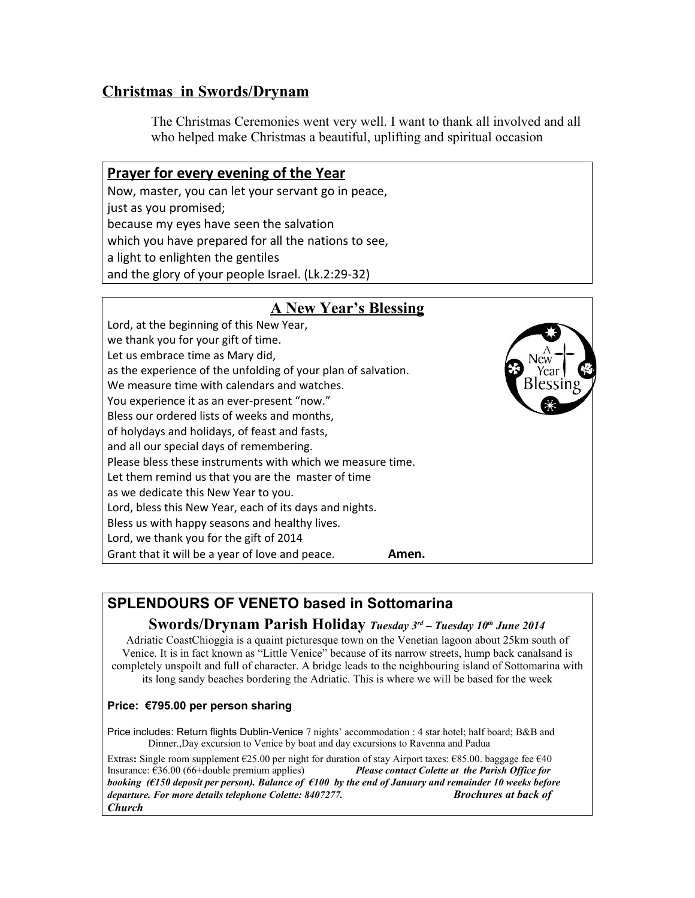## Christmas in Swords/Drynam

The Christmas Ceremonies went very well. I want to thank all involved and all who helped make Christmas a beautiful, uplifting and spiritual occasion

### Prayer for every evening of the Year

Now, master, you can let your servant go in peace,
just as you promised;
because my eyes have seen the salvation
which you have prepared for all the nations to see,
a light to enlighten the gentiles
and the glory of your people Israel. (Lk.2:29-32)

### A New Year's Blessing

Lord, at the beginning of this New Year,
we thank you for your gift of time.
Let us embrace time as Mary did,
as the experience of the unfolding of your plan of salvation.
We measure time with calendars and watches.
You experience it as an ever-present "now."
Bless our ordered lists of weeks and months,
of holydays and holidays, of feast and fasts,
and all our special days of remembering.
Please bless these instruments with which we measure time.
Let them remind us that you are the master of time
as we dedicate this New Year to you.
Lord, bless this New Year, each of its days and nights.
Bless us with happy seasons and healthy lives.
Lord, we thank you for the gift of 2014
Grant that it will be a year of love and peace. **Amen.**

## SPLENDOURS OF VENETO based in Sottomarina

### Swords/Drynam Parish Holiday *Tuesday 3rd – Tuesday 10th June 2014*

Adriatic CoastChioggia is a quaint picturesque town on the Venetian lagoon about 25km south of Venice. It is in fact known as "Little Venice" because of its narrow streets, hump back canalsand is completely unspoilt and full of character. A bridge leads to the neighbouring island of Sottomarina with its long sandy beaches bordering the Adriatic. This is where we will be based for the week

**Price: €795.00 per person sharing**

Price includes: Return flights Dublin-Venice 7 nights' accommodation : 4 star hotel; half board; B&B and Dinner.,Day excursion to Venice by boat and day excursions to Ravenna and Padua

Extras**:** Single room supplement €25.00 per night for duration of stay Airport taxes: €85.00. baggage fee €40 Insurance: €36.00 (66+double premium applies) ***Please contact Colette at the Parish Office for booking (€150 deposit per person). Balance of €100 by the end of January and remainder 10 weeks before departure. For more details telephone Colette: 8407277. Brochures at back of Church***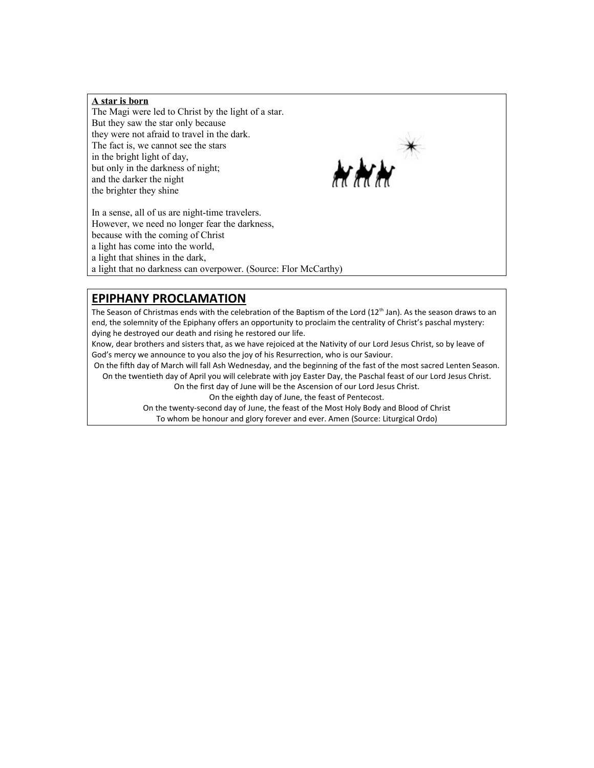**A star is born**

The Magi were led to Christ by the light of a star.
But they saw the star only because
they were not afraid to travel in the dark.
The fact is, we cannot see the stars
in the bright light of day,
but only in the darkness of night;
and the darker the night
the brighter they shine

In a sense, all of us are night-time travelers.
However, we need no longer fear the darkness,
because with the coming of Christ
a light has come into the world,
a light that shines in the dark,
a light that no darkness can overpower. (Source: Flor McCarthy)

## EPIPHANY PROCLAMATION

The Season of Christmas ends with the celebration of the Baptism of the Lord (12th Jan). As the season draws to an end, the solemnity of the Epiphany offers an opportunity to proclaim the centrality of Christ's paschal mystery: dying he destroyed our death and rising he restored our life.

Know, dear brothers and sisters that, as we have rejoiced at the Nativity of our Lord Jesus Christ, so by leave of God's mercy we announce to you also the joy of his Resurrection, who is our Saviour.

On the fifth day of March will fall Ash Wednesday, and the beginning of the fast of the most sacred Lenten Season.
On the twentieth day of April you will celebrate with joy Easter Day, the Paschal feast of our Lord Jesus Christ.
On the first day of June will be the Ascension of our Lord Jesus Christ.
On the eighth day of June, the feast of Pentecost.
On the twenty-second day of June, the feast of the Most Holy Body and Blood of Christ
To whom be honour and glory forever and ever. Amen (Source: Liturgical Ordo)